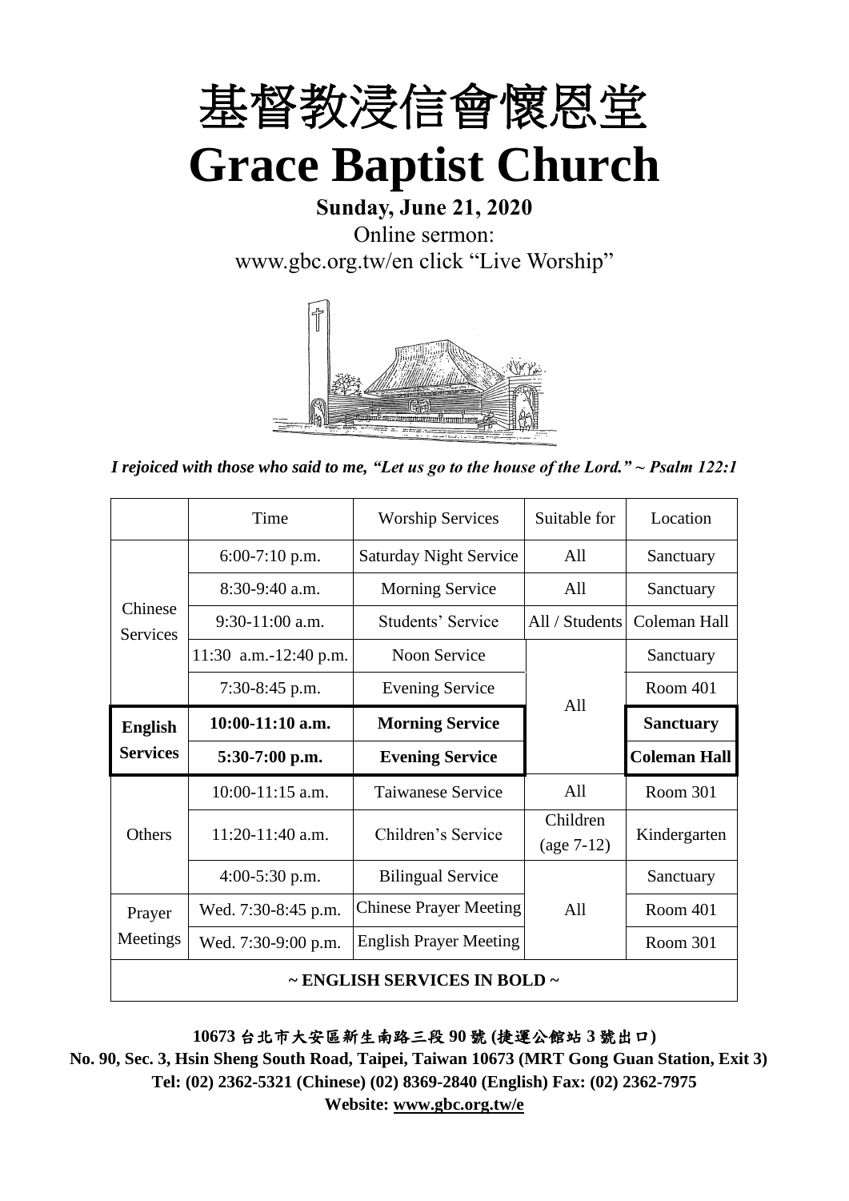# 基督教浸信會懷恩堂
# Grace Baptist Church

**Sunday, June 21, 2020**

Online sermon:

www.gbc.org.tw/en click "Live Worship"

*I rejoiced with those who said to me, "Let us go to the house of the Lord." ~ Psalm 122:1*

| | Time | Worship Services | Suitable for | Location |
|---|---|---|---|---|
| Chinese Services | 6:00-7:10 p.m. | Saturday Night Service | All | Sanctuary |
| | 8:30-9:40 a.m. | Morning Service | All | Sanctuary |
| | 9:30-11:00 a.m. | Students' Service | All / Students | Coleman Hall |
| | 11:30 a.m.-12:40 p.m. | Noon Service | All | Sanctuary |
| | 7:30-8:45 p.m. | Evening Service | | Room 401 |
| **English Services** | **10:00-11:10 a.m.** | **Morning Service** | | **Sanctuary** |
| | **5:30-7:00 p.m.** | **Evening Service** | | **Coleman Hall** |
| Others | 10:00-11:15 a.m. | Taiwanese Service | All | Room 301 |
| | 11:20-11:40 a.m. | Children's Service | Children (age 7-12) | Kindergarten |
| | 4:00-5:30 p.m. | Bilingual Service | All | Sanctuary |
| Prayer Meetings | Wed. 7:30-8:45 p.m. | Chinese Prayer Meeting | | Room 401 |
| | Wed. 7:30-9:00 p.m. | English Prayer Meeting | | Room 301 |
| **~ ENGLISH SERVICES IN BOLD ~** | | | | |

**10673 台北市大安區新生南路三段 90 號 (捷運公館站 3 號出口)**

**No. 90, Sec. 3, Hsin Sheng South Road, Taipei, Taiwan 10673 (MRT Gong Guan Station, Exit 3)**

**Tel: (02) 2362-5321 (Chinese) (02) 8369-2840 (English) Fax: (02) 2362-7975**

**Website: www.gbc.org.tw/e**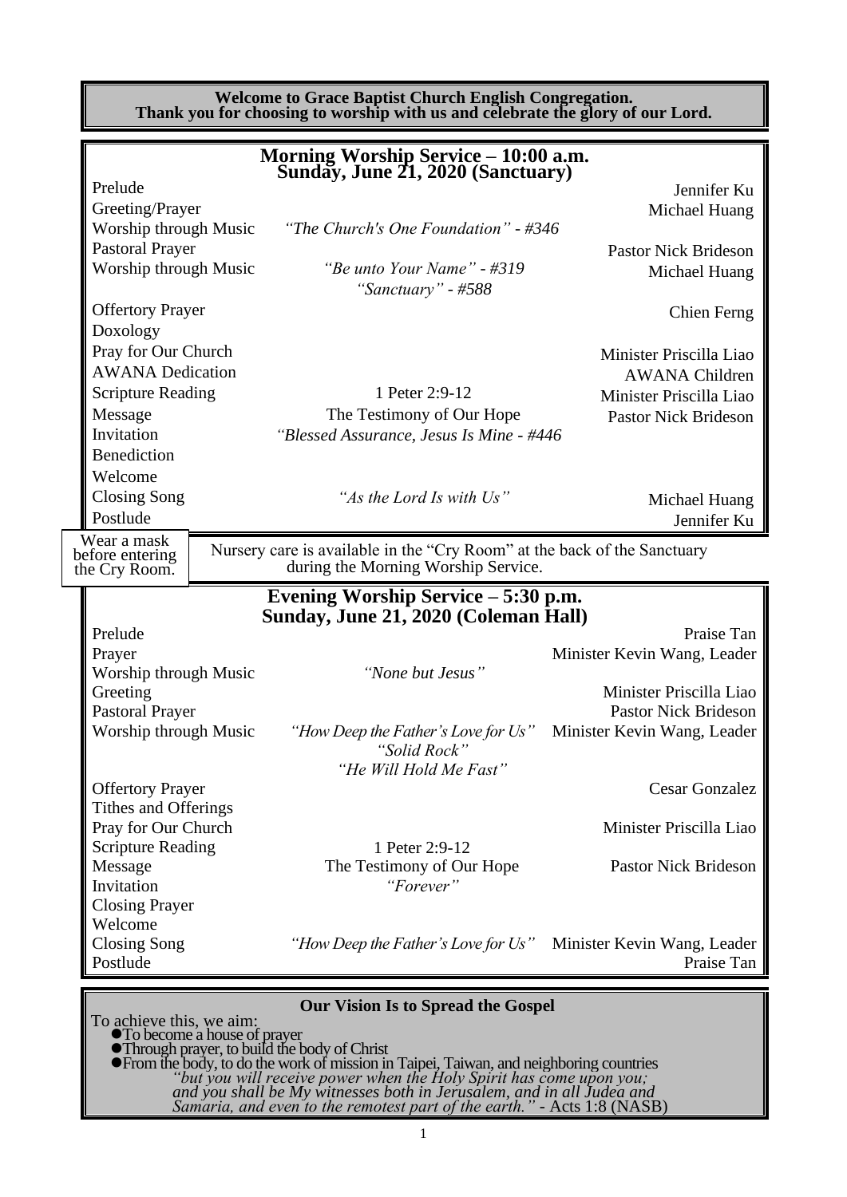**Welcome to Grace Baptist Church English Congregation.**
**Thank you for choosing to worship with us and celebrate the glory of our Lord.**

## Morning Worship Service – 10:00 a.m.
## Sunday, June 21, 2020 (Sanctuary)

| | | |
|---|---|---|
| Prelude | | Jennifer Ku |
| Greeting/Prayer | | Michael Huang |
| Worship through Music | *"The Church's One Foundation" - #346* | |
| Pastoral Prayer | | Pastor Nick Brideson |
| Worship through Music | *"Be unto Your Name" - #319*<br>*"Sanctuary" - #588* | Michael Huang |
| Offertory Prayer | | Chien Ferng |
| Doxology | | |
| Pray for Our Church | | Minister Priscilla Liao |
| AWANA Dedication | | AWANA Children |
| Scripture Reading | 1 Peter 2:9-12 | Minister Priscilla Liao |
| Message | The Testimony of Our Hope | Pastor Nick Brideson |
| Invitation | *"Blessed Assurance, Jesus Is Mine - #446* | |
| Benediction | | |
| Welcome | | |
| Closing Song | *"As the Lord Is with Us"* | Michael Huang |
| Postlude | | Jennifer Ku |

Wear a mask before entering the Cry Room.

Nursery care is available in the "Cry Room" at the back of the Sanctuary during the Morning Worship Service.

## Evening Worship Service – 5:30 p.m.
## Sunday, June 21, 2020 (Coleman Hall)

| | | |
|---|---|---|
| Prelude | | Praise Tan |
| Prayer | | Minister Kevin Wang, Leader |
| Worship through Music | *"None but Jesus"* | |
| Greeting | | Minister Priscilla Liao |
| Pastoral Prayer | | Pastor Nick Brideson |
| Worship through Music | *"How Deep the Father's Love for Us"*<br>*"Solid Rock"*<br>*"He Will Hold Me Fast"* | Minister Kevin Wang, Leader |
| Offertory Prayer | | Cesar Gonzalez |
| Tithes and Offerings | | |
| Pray for Our Church | | Minister Priscilla Liao |
| Scripture Reading | 1 Peter 2:9-12 | |
| Message | The Testimony of Our Hope | Pastor Nick Brideson |
| Invitation | *"Forever"* | |
| Closing Prayer | | |
| Welcome | | |
| Closing Song | *"How Deep the Father's Love for Us"* | Minister Kevin Wang, Leader |
| Postlude | | Praise Tan |

**Our Vision Is to Spread the Gospel**

To achieve this, we aim:

- To become a house of prayer
- Through prayer, to build the body of Christ
- From the body, to do the work of mission in Taipei, Taiwan, and neighboring countries

*"but you will receive power when the Holy Spirit has come upon you; and you shall be My witnesses both in Jerusalem, and in all Judea and Samaria, and even to the remotest part of the earth."* - Acts 1:8 (NASB)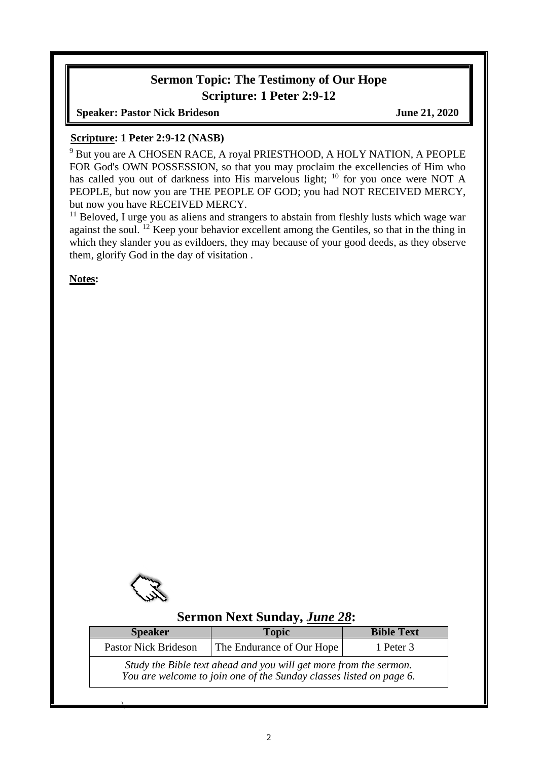## Sermon Topic: The Testimony of Our Hope
## Scripture: 1 Peter 2:9-12

**Speaker: Pastor Nick Brideson** **June 21, 2020**

**Scripture: 1 Peter 2:9-12 (NASB)**

[9] But you are A CHOSEN RACE, A royal PRIESTHOOD, A HOLY NATION, A PEOPLE FOR God's OWN POSSESSION, so that you may proclaim the excellencies of Him who has called you out of darkness into His marvelous light; [10] for you once were NOT A PEOPLE, but now you are THE PEOPLE OF GOD; you had NOT RECEIVED MERCY, but now you have RECEIVED MERCY.

[11] Beloved, I urge you as aliens and strangers to abstain from fleshly lusts which wage war against the soul. [12] Keep your behavior excellent among the Gentiles, so that in the thing in which they slander you as evildoers, they may because of your good deeds, as they observe them, glorify God in the day of visitation .

**Notes:**

## Sermon Next Sunday, *June 28*:

| Speaker | Topic | Bible Text |
| --- | --- | --- |
| Pastor Nick Brideson | The Endurance of Our Hope | 1 Peter 3 |

*Study the Bible text ahead and you will get more from the sermon.*
*You are welcome to join one of the Sunday classes listed on page 6.*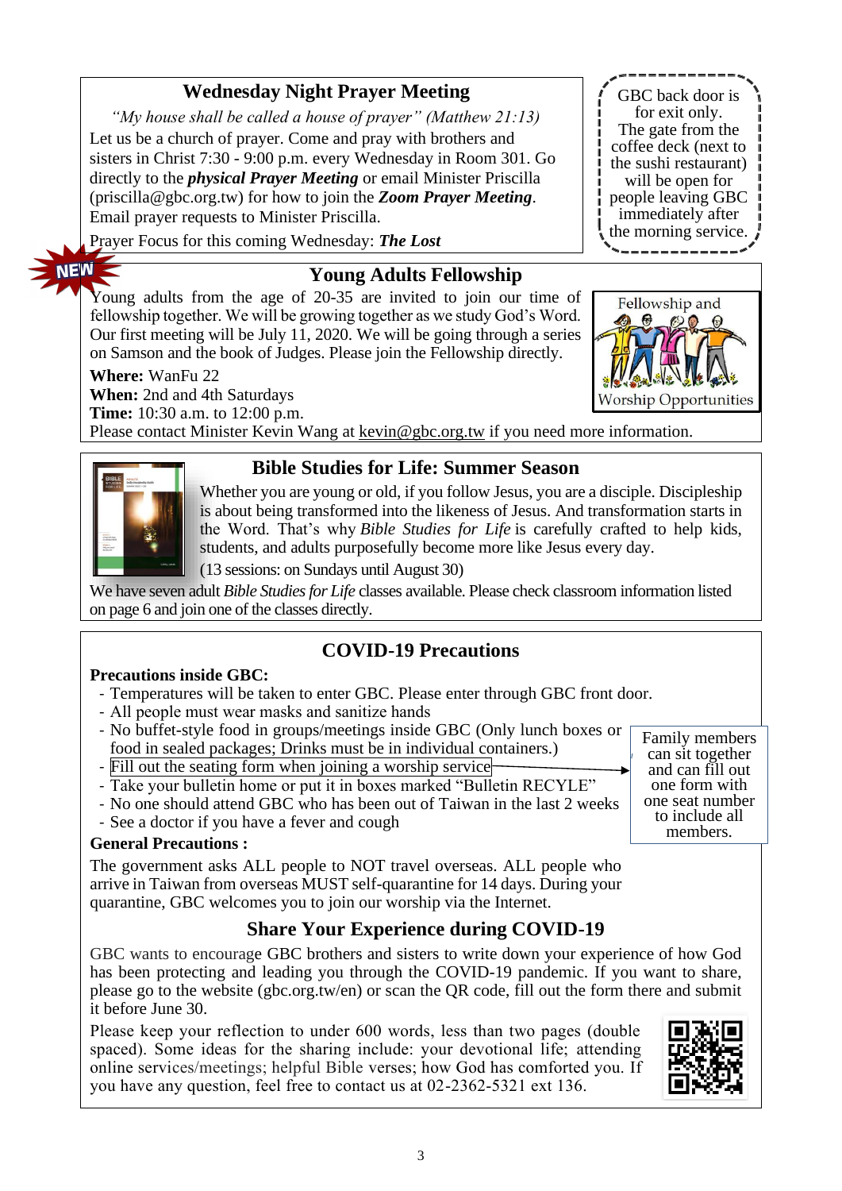## Wednesday Night Prayer Meeting

*"My house shall be called a house of prayer" (Matthew 21:13)*

Let us be a church of prayer. Come and pray with brothers and sisters in Christ 7:30 - 9:00 p.m. every Wednesday in Room 301. Go directly to the ***physical Prayer Meeting*** or email Minister Priscilla (priscilla@gbc.org.tw) for how to join the ***Zoom Prayer Meeting***. Email prayer requests to Minister Priscilla.

Prayer Focus for this coming Wednesday: ***The Lost***

GBC back door is for exit only. The gate from the coffee deck (next to the sushi restaurant) will be open for people leaving GBC immediately after the morning service.

NEW

## Young Adults Fellowship

Young adults from the age of 20-35 are invited to join our time of fellowship together. We will be growing together as we study God's Word. Our first meeting will be July 11, 2020. We will be going through a series on Samson and the book of Judges. Please join the Fellowship directly.

Fellowship and Worship Opportunities

**Where:** WanFu 22
**When:** 2nd and 4th Saturdays
**Time:** 10:30 a.m. to 12:00 p.m.

Please contact Minister Kevin Wang at kevin@gbc.org.tw if you need more information.

## Bible Studies for Life: Summer Season

Whether you are young or old, if you follow Jesus, you are a disciple. Discipleship is about being transformed into the likeness of Jesus. And transformation starts in the Word. That's why *Bible Studies for Life* is carefully crafted to help kids, students, and adults purposefully become more like Jesus every day.

(13 sessions: on Sundays until August 30)

We have seven adult *Bible Studies for Life* classes available. Please check classroom information listed on page 6 and join one of the classes directly.

## COVID-19 Precautions

**Precautions inside GBC:**

- Temperatures will be taken to enter GBC. Please enter through GBC front door.
- All people must wear masks and sanitize hands
- No buffet-style food in groups/meetings inside GBC (Only lunch boxes or food in sealed packages; Drinks must be in individual containers.)
- Fill out the seating form when joining a worship service → Family members can sit together and can fill out one form with one seat number to include all members.
- Take your bulletin home or put it in boxes marked "Bulletin RECYLE"
- No one should attend GBC who has been out of Taiwan in the last 2 weeks
- See a doctor if you have a fever and cough

**General Precautions :**

The government asks ALL people to NOT travel overseas. ALL people who arrive in Taiwan from overseas MUST self-quarantine for 14 days. During your quarantine, GBC welcomes you to join our worship via the Internet.

## Share Your Experience during COVID-19

GBC wants to encourage GBC brothers and sisters to write down your experience of how God has been protecting and leading you through the COVID-19 pandemic. If you want to share, please go to the website (gbc.org.tw/en) or scan the QR code, fill out the form there and submit it before June 30.

Please keep your reflection to under 600 words, less than two pages (double spaced). Some ideas for the sharing include: your devotional life; attending online services/meetings; helpful Bible verses; how God has comforted you. If you have any question, feel free to contact us at 02-2362-5321 ext 136.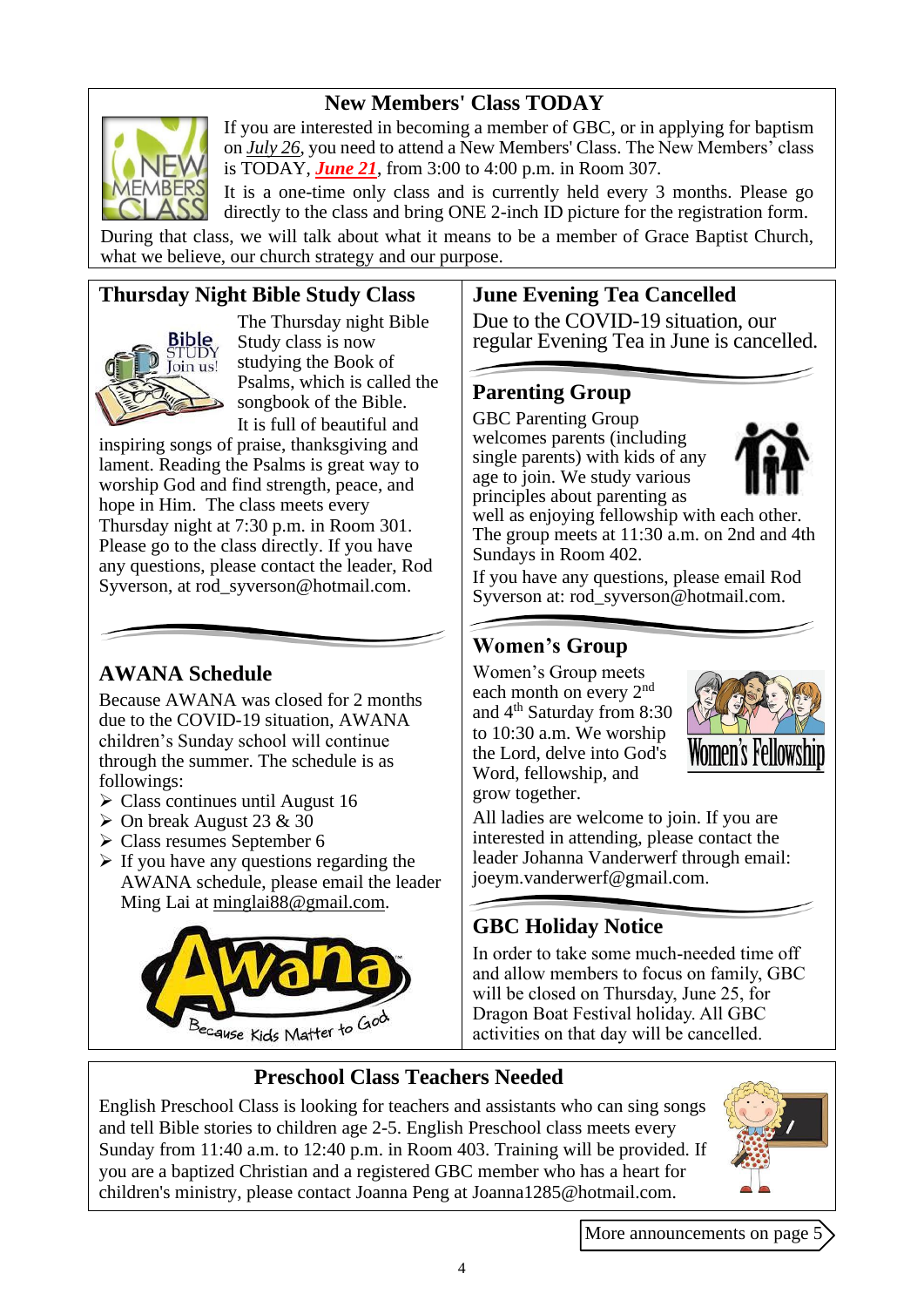## New Members' Class TODAY

If you are interested in becoming a member of GBC, or in applying for baptism on *July 26*, you need to attend a New Members' Class. The New Members' class is TODAY, ***June 21***, from 3:00 to 4:00 p.m. in Room 307.

It is a one-time only class and is currently held every 3 months. Please go directly to the class and bring ONE 2-inch ID picture for the registration form.

During that class, we will talk about what it means to be a member of Grace Baptist Church, what we believe, our church strategy and our purpose.

## Thursday Night Bible Study Class

The Thursday night Bible Study class is now studying the Book of Psalms, which is called the songbook of the Bible. It is full of beautiful and inspiring songs of praise, thanksgiving and lament. Reading the Psalms is great way to worship God and find strength, peace, and hope in Him. The class meets every Thursday night at 7:30 p.m. in Room 301. Please go to the class directly. If you have any questions, please contact the leader, Rod Syverson, at rod_syverson@hotmail.com.

## AWANA Schedule

Because AWANA was closed for 2 months due to the COVID-19 situation, AWANA children's Sunday school will continue through the summer. The schedule is as followings:

- Class continues until August 16
- On break August 23 & 30
- Class resumes September 6
- If you have any questions regarding the AWANA schedule, please email the leader Ming Lai at minglai88@gmail.com.

## June Evening Tea Cancelled

Due to the COVID-19 situation, our regular Evening Tea in June is cancelled.

## Parenting Group

GBC Parenting Group welcomes parents (including single parents) with kids of any age to join. We study various principles about parenting as well as enjoying fellowship with each other. The group meets at 11:30 a.m. on 2nd and 4th Sundays in Room 402.

If you have any questions, please email Rod Syverson at: rod_syverson@hotmail.com.

## Women's Group

Women's Group meets each month on every 2nd and 4th Saturday from 8:30 to 10:30 a.m. We worship the Lord, delve into God's Word, fellowship, and grow together.

All ladies are welcome to join. If you are interested in attending, please contact the leader Johanna Vanderwerf through email: joeym.vanderwerf@gmail.com.

## GBC Holiday Notice

In order to take some much-needed time off and allow members to focus on family, GBC will be closed on Thursday, June 25, for Dragon Boat Festival holiday. All GBC activities on that day will be cancelled.

## Preschool Class Teachers Needed

English Preschool Class is looking for teachers and assistants who can sing songs and tell Bible stories to children age 2-5. English Preschool class meets every Sunday from 11:40 a.m. to 12:40 p.m. in Room 403. Training will be provided. If you are a baptized Christian and a registered GBC member who has a heart for children's ministry, please contact Joanna Peng at Joanna1285@hotmail.com.

More announcements on page 5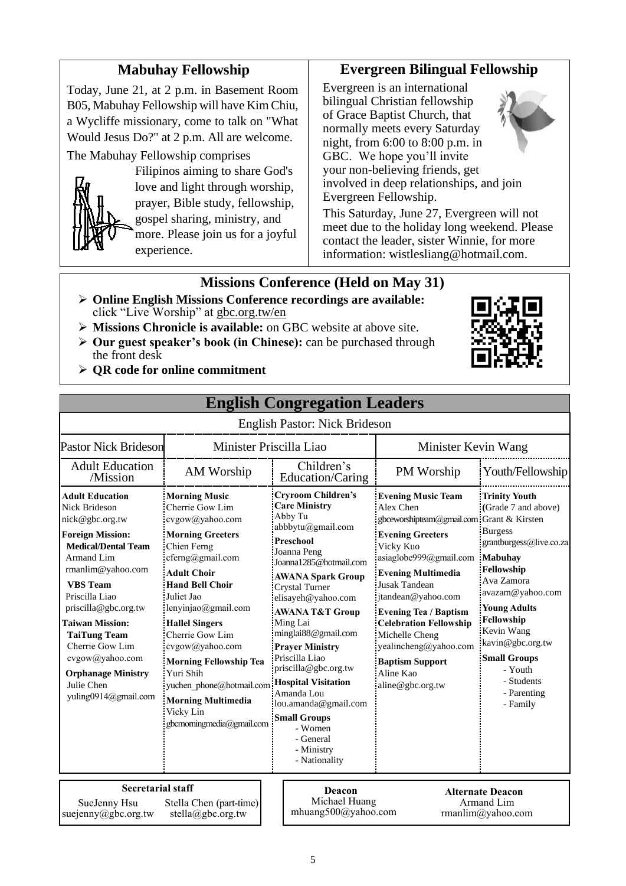## Mabuhay Fellowship

Today, June 21, at 2 p.m. in Basement Room B05, Mabuhay Fellowship will have Kim Chiu, a Wycliffe missionary, come to talk on "What Would Jesus Do?" at 2 p.m. All are welcome.

The Mabuhay Fellowship comprises Filipinos aiming to share God's love and light through worship, prayer, Bible study, fellowship, gospel sharing, ministry, and more. Please join us for a joyful experience.

## Evergreen Bilingual Fellowship

Evergreen is an international bilingual Christian fellowship of Grace Baptist Church, that normally meets every Saturday night, from 6:00 to 8:00 p.m. in GBC. We hope you'll invite your non-believing friends, get involved in deep relationships, and join Evergreen Fellowship.

This Saturday, June 27, Evergreen will not meet due to the holiday long weekend. Please contact the leader, sister Winnie, for more information: wistlesliang@hotmail.com.

## Missions Conference (Held on May 31)

- **Online English Missions Conference recordings are available:** click "Live Worship" at gbc.org.tw/en
- **Missions Chronicle is available:** on GBC website at above site.
- **Our guest speaker's book (in Chinese):** can be purchased through the front desk
- **QR code for online commitment**

## English Congregation Leaders

English Pastor: Nick Brideson

| Pastor Nick Brideson | Minister Priscilla Liao | | Minister Kevin Wang | |
|---|---|---|---|---|
| Adult Education /Mission | AM Worship | Children's Education/Caring | PM Worship | Youth/Fellowship |
| **Adult Education** Nick Brideson nick@gbc.org.tw<br>**Foreign Mission:**<br>**Medical/Dental Team** Armand Lim rmanlim@yahoo.com<br>**VBS Team** Priscilla Liao priscilla@gbc.org.tw<br>**Taiwan Mission:**<br>**TaiTung Team** Cherrie Gow Lim cvgow@yahoo.com<br>**Orphanage Ministry** Julie Chen yuling0914@gmail.com | **Morning Music** Cherrie Gow Lim cvgow@yahoo.com<br>**Morning Greeters** Chien Ferng cferng@gmail.com<br>**Adult Choir**<br>**Hand Bell Choir** Juliet Jao lenyinjao@gmail.com<br>**Hallel Singers** Cherrie Gow Lim cvgow@yahoo.com<br>**Morning Fellowship Tea** Yuri Shih yuchen_phone@hotmail.com<br>**Morning Multimedia** Vicky Lin gbcmorningmedia@gmail.com | **Cryroom Children's Care Ministry** Abby Tu abbbytu@gmail.com<br>**Preschool** Joanna Peng Joanna1285@hotmail.com<br>**AWANA Spark Group** Crystal Turner elisayeh@yahoo.com<br>**AWANA T&T Group** Ming Lai minglai88@gmail.com<br>**Prayer Ministry** Priscilla Liao priscilla@gbc.org.tw<br>**Hospital Visitation** Amanda Lou lou.amanda@gmail.com<br>**Small Groups**<br>- Women<br>- General<br>- Ministry<br>- Nationality | **Evening Music Team** Alex Chen gbceworshipteam@gmail.com<br>**Evening Greeters** Vicky Kuo asiaglobe999@gmail.com<br>**Evening Multimedia** Jusak Tandean jtandean@yahoo.com<br>**Evening Tea / Baptism Celebration Fellowship** Michelle Cheng yealincheng@yahoo.com<br>**Baptism Support** Aline Kao aline@gbc.org.tw | **Trinity Youth** (Grade 7 and above) Grant & Kirsten Burgess grantburgess@live.co.za<br>**Mabuhay Fellowship** Ava Zamora avazam@yahoo.com<br>**Young Adults Fellowship** Kevin Wang kavin@gbc.org.tw<br>**Small Groups**<br>- Youth<br>- Students<br>- Parenting<br>- Family |

**Secretarial staff**

SueJenny Hsu suejenny@gbc.org.tw

Stella Chen (part-time) stella@gbc.org.tw

**Deacon**

Michael Huang mhuang500@yahoo.com

**Alternate Deacon**

Armand Lim rmanlim@yahoo.com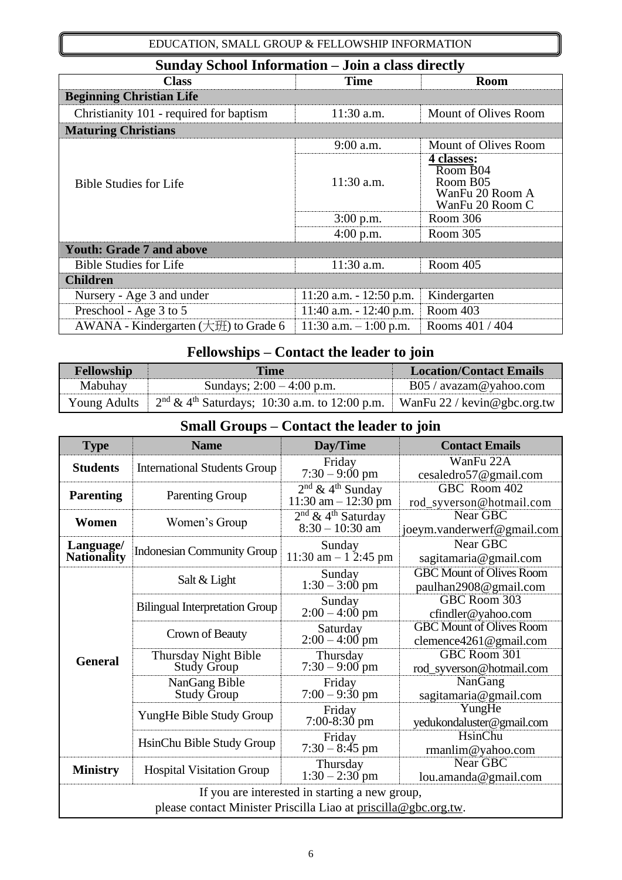EDUCATION, SMALL GROUP & FELLOWSHIP INFORMATION

## Sunday School Information – Join a class directly

| Class | Time | Room |
|---|---|---|
| **Beginning Christian Life** | | |
| Christianity 101 - required for baptism | 11:30 a.m. | Mount of Olives Room |
| **Maturing Christians** | | |
| Bible Studies for Life | 9:00 a.m. | Mount of Olives Room |
| | 11:30 a.m. | **4 classes:** Room B04, Room B05, WanFu 20 Room A, WanFu 20 Room C |
| | 3:00 p.m. | Room 306 |
| | 4:00 p.m. | Room 305 |
| **Youth: Grade 7 and above** | | |
| Bible Studies for Life | 11:30 a.m. | Room 405 |
| **Children** | | |
| Nursery - Age 3 and under | 11:20 a.m. - 12:50 p.m. | Kindergarten |
| Preschool - Age 3 to 5 | 11:40 a.m. - 12:40 p.m. | Room 403 |
| AWANA - Kindergarten (大班) to Grade 6 | 11:30 a.m. – 1:00 p.m. | Rooms 401 / 404 |

## Fellowships – Contact the leader to join

| Fellowship | Time | Location/Contact Emails |
|---|---|---|
| Mabuhay | Sundays; 2:00 – 4:00 p.m. | B05 / avazam@yahoo.com |
| Young Adults | 2nd & 4th Saturdays; 10:30 a.m. to 12:00 p.m. | WanFu 22 / kevin@gbc.org.tw |

## Small Groups – Contact the leader to join

| Type | Name | Day/Time | Contact Emails |
|---|---|---|---|
| **Students** | International Students Group | Friday 7:30 – 9:00 pm | WanFu 22A cesaledro57@gmail.com |
| **Parenting** | Parenting Group | 2nd & 4th Sunday 11:30 am – 12:30 pm | GBC Room 402 rod_syverson@hotmail.com |
| **Women** | Women's Group | 2nd & 4th Saturday 8:30 – 10:30 am | Near GBC joeym.vanderwerf@gmail.com |
| **Language/ Nationality** | Indonesian Community Group | Sunday 11:30 am – 1 2:45 pm | Near GBC sagitamaria@gmail.com |
| **General** | Salt & Light | Sunday 1:30 – 3:00 pm | GBC Mount of Olives Room paulhan2908@gmail.com |
| | Bilingual Interpretation Group | Sunday 2:00 – 4:00 pm | GBC Room 303 cfindler@yahoo.com |
| | Crown of Beauty | Saturday 2:00 – 4:00 pm | GBC Mount of Olives Room clemence4261@gmail.com |
| | Thursday Night Bible Study Group | Thursday 7:30 – 9:00 pm | GBC Room 301 rod_syverson@hotmail.com |
| | NanGang Bible Study Group | Friday 7:00 – 9:30 pm | NanGang sagitamaria@gmail.com |
| | YungHe Bible Study Group | Friday 7:00-8:30 pm | YungHe yedukondaluster@gmail.com |
| | HsinChu Bible Study Group | Friday 7:30 – 8:45 pm | HsinChu rmanlim@yahoo.com |
| **Ministry** | Hospital Visitation Group | Thursday 1:30 – 2:30 pm | Near GBC lou.amanda@gmail.com |

If you are interested in starting a new group, please contact Minister Priscilla Liao at priscilla@gbc.org.tw.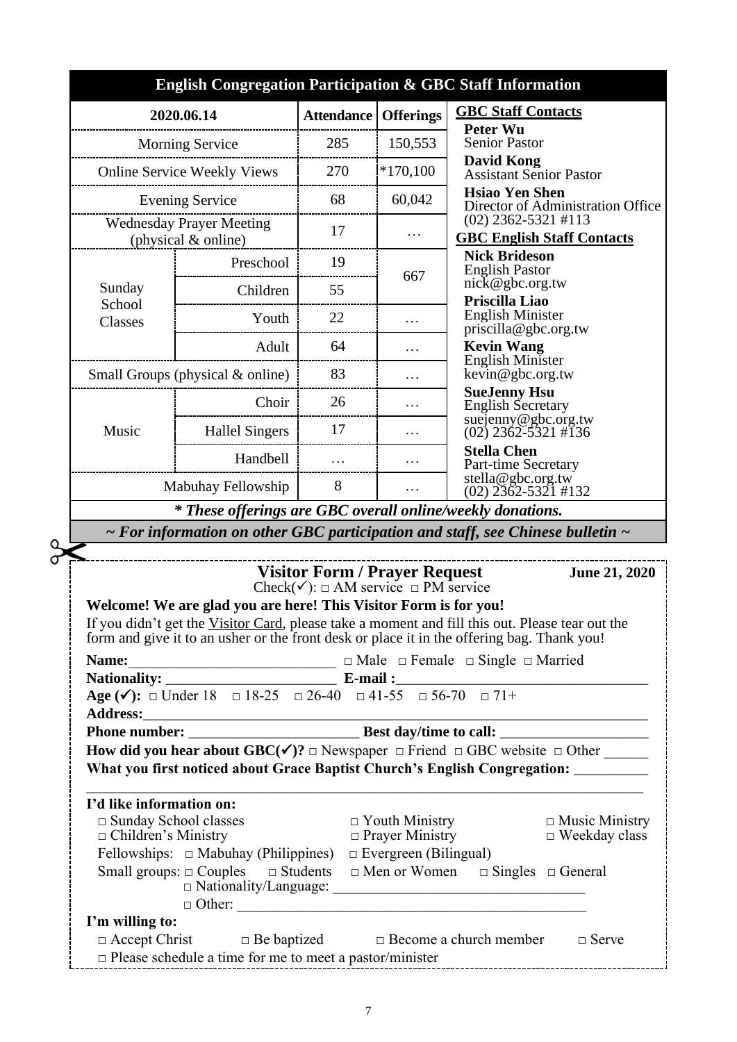## English Congregation Participation & GBC Staff Information

| 2020.06.14 | | Attendance | Offerings |
|---|---|---|---|
| Morning Service | | 285 | 150,553 |
| Online Service Weekly Views | | 270 | *170,100 |
| Evening Service | | 68 | 60,042 |
| Wednesday Prayer Meeting (physical & online) | | 17 | … |
| Sunday School Classes | Preschool | 19 | 667 |
| | Children | 55 | |
| | Youth | 22 | … |
| | Adult | 64 | … |
| Small Groups (physical & online) | | 83 | … |
| Music | Choir | 26 | … |
| | Hallel Singers | 17 | … |
| | Handbell | … | … |
| Mabuhay Fellowship | | 8 | … |

**GBC Staff Contacts**

**Peter Wu**
Senior Pastor

**David Kong**
Assistant Senior Pastor

**Hsiao Yen Shen**
Director of Administration Office
(02) 2362-5321 #113

**GBC English Staff Contacts**

**Nick Brideson**
English Pastor
nick@gbc.org.tw

**Priscilla Liao**
English Minister
priscilla@gbc.org.tw

**Kevin Wang**
English Minister
kevin@gbc.org.tw

**SueJenny Hsu**
English Secretary
suejenny@gbc.org.tw
(02) 2362-5321 #136

**Stella Chen**
Part-time Secretary
stella@gbc.org.tw
(02) 2362-5321 #132

***** *These offerings are GBC overall online/weekly donations.*

*~ For information on other GBC participation and staff, see Chinese bulletin ~*

---

### Visitor Form / Prayer Request
**June 21, 2020**

Check(✓): □ AM service □ PM service

**Welcome! We are glad you are here! This Visitor Form is for you!**

If you didn't get the Visitor Card, please take a moment and fill this out. Please tear out the form and give it to an usher or the front desk or place it in the offering bag. Thank you!

**Name:**\_\_\_\_\_\_\_\_\_\_\_\_\_\_\_\_\_\_\_\_\_\_\_\_\_\_\_\_ □ Male □ Female □ Single □ Married

**Nationality:** \_\_\_\_\_\_\_\_\_\_\_\_\_\_\_\_\_\_\_\_\_\_\_ **E-mail :**\_\_\_\_\_\_\_\_\_\_\_\_\_\_\_\_\_\_\_\_\_\_\_\_\_\_\_\_\_\_\_\_\_

**Age (✓):** □ Under 18 □ 18-25 □ 26-40 □ 41-55 □ 56-70 □ 71+

**Address:**\_\_\_\_\_\_\_\_\_\_\_\_\_\_\_\_\_\_\_\_\_\_\_\_\_\_\_\_\_\_\_\_\_\_\_\_\_\_\_\_\_\_\_\_\_\_\_\_\_\_\_\_\_\_\_\_\_\_\_\_\_\_\_\_\_\_

**Phone number:** \_\_\_\_\_\_\_\_\_\_\_\_\_\_\_\_\_\_\_\_\_\_\_ **Best day/time to call:** \_\_\_\_\_\_\_\_\_\_\_\_\_\_\_\_\_\_\_\_

**How did you hear about GBC(✓)?** □ Newspaper □ Friend □ GBC website □ Other \_\_\_\_\_\_

**What you first noticed about Grace Baptist Church's English Congregation:** \_\_\_\_\_\_\_\_\_\_

\_\_\_\_\_\_\_\_\_\_\_\_\_\_\_\_\_\_\_\_\_\_\_\_\_\_\_\_\_\_\_\_\_\_\_\_\_\_\_\_\_\_\_\_\_\_\_\_\_\_\_\_\_\_\_\_\_\_\_\_\_\_\_\_\_\_\_\_\_\_\_\_\_\_\_\_

**I'd like information on:**

□ Sunday School classes □ Youth Ministry □ Music Ministry
□ Children's Ministry □ Prayer Ministry □ Weekday class

Fellowships: □ Mabuhay (Philippines) □ Evergreen (Bilingual)

Small groups: □ Couples □ Students □ Men or Women □ Singles □ General
□ Nationality/Language: \_\_\_\_\_\_\_\_\_\_\_\_\_\_\_\_\_\_\_\_\_\_\_\_\_\_\_\_\_\_\_\_\_\_\_
□ Other: \_\_\_\_\_\_\_\_\_\_\_\_\_\_\_\_\_\_\_\_\_\_\_\_\_\_\_\_\_\_\_\_\_\_\_\_\_\_\_\_\_\_\_\_\_\_\_\_\_

**I'm willing to:**

□ Accept Christ □ Be baptized □ Become a church member □ Serve
□ Please schedule a time for me to meet a pastor/minister